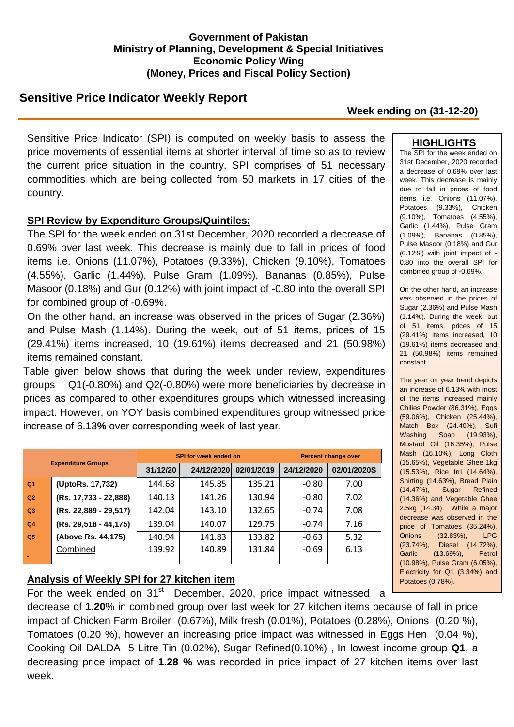**Government of Pakistan**
**Ministry of Planning, Development & Special Initiatives**
**Economic Policy Wing**
**(Money, Prices and Fiscal Policy Section)**

# Sensitive Price Indicator Weekly Report

**Week ending on (31-12-20)**

Sensitive Price Indicator (SPI) is computed on weekly basis to assess the price movements of essential items at shorter interval of time so as to review the current price situation in the country. SPI comprises of 51 necessary commodities which are being collected from 50 markets in 17 cities of the country.

## SPI Review by Expenditure Groups/Quintiles:

The SPI for the week ended on 31st December, 2020 recorded a decrease of 0.69% over last week. This decrease is mainly due to fall in prices of food items i.e. Onions (11.07%), Potatoes (9.33%), Chicken (9.10%), Tomatoes (4.55%), Garlic (1.44%), Pulse Gram (1.09%), Bananas (0.85%), Pulse Masoor (0.18%) and Gur (0.12%) with joint impact of -0.80 into the overall SPI for combined group of -0.69%.

On the other hand, an increase was observed in the prices of Sugar (2.36%) and Pulse Mash (1.14%). During the week, out of 51 items, prices of 15 (29.41%) items increased, 10 (19.61%) items decreased and 21 (50.98%) items remained constant.

Table given below shows that during the week under review, expenditures groups Q1(-0.80%) and Q2(-0.80%) were more beneficiaries by decrease in prices as compared to other expenditures groups which witnessed increasing impact. However, on YOY basis combined expenditures group witnessed price increase of 6.13**%** over corresponding week of last year.

| Expenditure Groups | | SPI for week ended on | | | Percent change over | |
|---|---|---|---|---|---|---|
| | | 31/12/20 | 24/12/2020 | 02/01/2019 | 24/12/2020 | 02/01/2020S |
| Q1 | (UptoRs. 17,732) | 144.68 | 145.85 | 135.21 | -0.80 | 7.00 |
| Q2 | (Rs. 17,733 - 22,888) | 140.13 | 141.26 | 130.94 | -0.80 | 7.02 |
| Q3 | (Rs. 22,889 - 29,517) | 142.04 | 143.10 | 132.65 | -0.74 | 7.08 |
| Q4 | (Rs. 29,518 - 44,175) | 139.04 | 140.07 | 129.75 | -0.74 | 7.16 |
| Q5 | (Above Rs. 44,175) | 140.94 | 141.83 | 133.82 | -0.63 | 5.32 |
| | Combined | 139.92 | 140.89 | 131.84 | -0.69 | 6.13 |

## Analysis of Weekly SPI for 27 kitchen item

For the week ended on 31st December, 2020, price impact witnessed a decrease of **1.20**% in combined group over last week for 27 kitchen items because of fall in price impact of Chicken Farm Broiler (0.67%), Milk fresh (0.01%), Potatoes (0.28%), Onions (0.20 %), Tomatoes (0.20 %), however an increasing price impact was witnessed in Eggs Hen (0.04 %), Cooking Oil DALDA 5 Litre Tin (0.02%), Sugar Refined(0.10%) , In lowest income group **Q1**, a decreasing price impact of **1.28 %** was recorded in price impact of 27 kitchen items over last week.

## HIGHLIGHTS

The SPI for the week ended on 31st December, 2020 recorded a decrease of 0.69% over last week. This decrease is mainly due to fall in prices of food items i.e. Onions (11.07%), Potatoes (9.33%), Chicken (9.10%), Tomatoes (4.55%), Garlic (1.44%), Pulse Gram (1.09%), Bananas (0.85%), Pulse Masoor (0.18%) and Gur (0.12%) with joint impact of -0.80 into the overall SPI for combined group of -0.69%.

On the other hand, an increase was observed in the prices of Sugar (2.36%) and Pulse Mash (1.14%). During the week, out of 51 items, prices of 15 (29.41%) items increased, 10 (19.61%) items decreased and 21 (50.98%) items remained constant.

The year on year trend depicts an increase of 6.13% with most of the items increased mainly Chilies Powder (86.31%), Eggs (59.06%), Chicken (25.44%), Match Box (24.40%), Sufi Washing Soap (19.93%), Mustard Oil (16.35%), Pulse Mash (16.10%), Long Cloth (15.65%), Vegetable Ghee 1kg (15.53%), Rice Irri (14.64%), Shirting (14.63%), Bread Plain (14.47%), Sugar Refined (14.36%) and Vegetable Ghee 2.5kg (14.34). While a major decrease was observed in the price of Tomatoes (35.24%), Onions (32.83%), LPG (23.74%), Diesel (14.72%), Garlic (13.69%), Petrol (10.98%), Pulse Gram (6.05%), Electricity for Q1 (3.34%) and Potatoes (0.78%).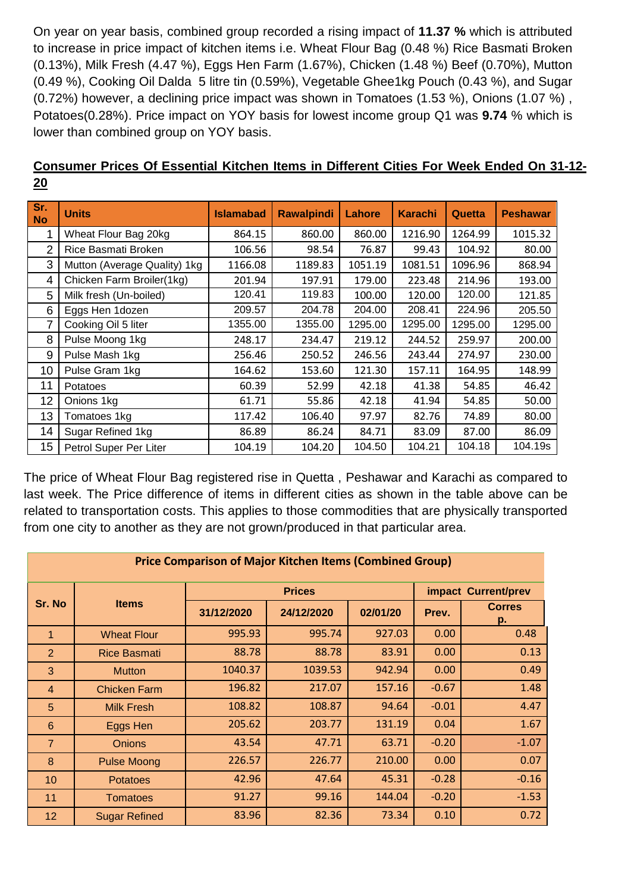On year on year basis, combined group recorded a rising impact of **11.37 %** which is attributed to increase in price impact of kitchen items i.e. Wheat Flour Bag (0.48 %) Rice Basmati Broken (0.13%), Milk Fresh (4.47 %), Eggs Hen Farm (1.67%), Chicken (1.48 %) Beef (0.70%), Mutton (0.49 %), Cooking Oil Dalda 5 litre tin (0.59%), Vegetable Ghee1kg Pouch (0.43 %), and Sugar (0.72%) however, a declining price impact was shown in Tomatoes (1.53 %), Onions (1.07 %) , Potatoes(0.28%). Price impact on YOY basis for lowest income group Q1 was **9.74** % which is lower than combined group on YOY basis.

## Consumer Prices Of Essential Kitchen Items in Different Cities For Week Ended On 31-12-20

| Sr. No | Units | Islamabad | Rawalpindi | Lahore | Karachi | Quetta | Peshawar |
|---|---|---|---|---|---|---|---|
| 1 | Wheat Flour Bag 20kg | 864.15 | 860.00 | 860.00 | 1216.90 | 1264.99 | 1015.32 |
| 2 | Rice Basmati Broken | 106.56 | 98.54 | 76.87 | 99.43 | 104.92 | 80.00 |
| 3 | Mutton (Average Quality) 1kg | 1166.08 | 1189.83 | 1051.19 | 1081.51 | 1096.96 | 868.94 |
| 4 | Chicken Farm Broiler(1kg) | 201.94 | 197.91 | 179.00 | 223.48 | 214.96 | 193.00 |
| 5 | Milk fresh (Un-boiled) | 120.41 | 119.83 | 100.00 | 120.00 | 120.00 | 121.85 |
| 6 | Eggs Hen 1dozen | 209.57 | 204.78 | 204.00 | 208.41 | 224.96 | 205.50 |
| 7 | Cooking Oil 5 liter | 1355.00 | 1355.00 | 1295.00 | 1295.00 | 1295.00 | 1295.00 |
| 8 | Pulse Moong 1kg | 248.17 | 234.47 | 219.12 | 244.52 | 259.97 | 200.00 |
| 9 | Pulse Mash 1kg | 256.46 | 250.52 | 246.56 | 243.44 | 274.97 | 230.00 |
| 10 | Pulse Gram 1kg | 164.62 | 153.60 | 121.30 | 157.11 | 164.95 | 148.99 |
| 11 | Potatoes | 60.39 | 52.99 | 42.18 | 41.38 | 54.85 | 46.42 |
| 12 | Onions 1kg | 61.71 | 55.86 | 42.18 | 41.94 | 54.85 | 50.00 |
| 13 | Tomatoes 1kg | 117.42 | 106.40 | 97.97 | 82.76 | 74.89 | 80.00 |
| 14 | Sugar Refined 1kg | 86.89 | 86.24 | 84.71 | 83.09 | 87.00 | 86.09 |
| 15 | Petrol Super Per Liter | 104.19 | 104.20 | 104.50 | 104.21 | 104.18 | 104.19s |

The price of Wheat Flour Bag registered rise in Quetta , Peshawar and Karachi as compared to last week. The Price difference of items in different cities as shown in the table above can be related to transportation costs. This applies to those commodities that are physically transported from one city to another as they are not grown/produced in that particular area.

**Price Comparison of Major Kitchen Items (Combined Group)**

| Sr. No | Items | Prices | | | impact Current/prev | |
|---|---|---|---|---|---|---|
| | | 31/12/2020 | 24/12/2020 | 02/01/20 | Prev. | Corres p. |
| 1 | Wheat Flour | 995.93 | 995.74 | 927.03 | 0.00 | 0.48 |
| 2 | Rice Basmati | 88.78 | 88.78 | 83.91 | 0.00 | 0.13 |
| 3 | Mutton | 1040.37 | 1039.53 | 942.94 | 0.00 | 0.49 |
| 4 | Chicken Farm | 196.82 | 217.07 | 157.16 | -0.67 | 1.48 |
| 5 | Milk Fresh | 108.82 | 108.87 | 94.64 | -0.01 | 4.47 |
| 6 | Eggs Hen | 205.62 | 203.77 | 131.19 | 0.04 | 1.67 |
| 7 | Onions | 43.54 | 47.71 | 63.71 | -0.20 | -1.07 |
| 8 | Pulse Moong | 226.57 | 226.77 | 210.00 | 0.00 | 0.07 |
| 10 | Potatoes | 42.96 | 47.64 | 45.31 | -0.28 | -0.16 |
| 11 | Tomatoes | 91.27 | 99.16 | 144.04 | -0.20 | -1.53 |
| 12 | Sugar Refined | 83.96 | 82.36 | 73.34 | 0.10 | 0.72 |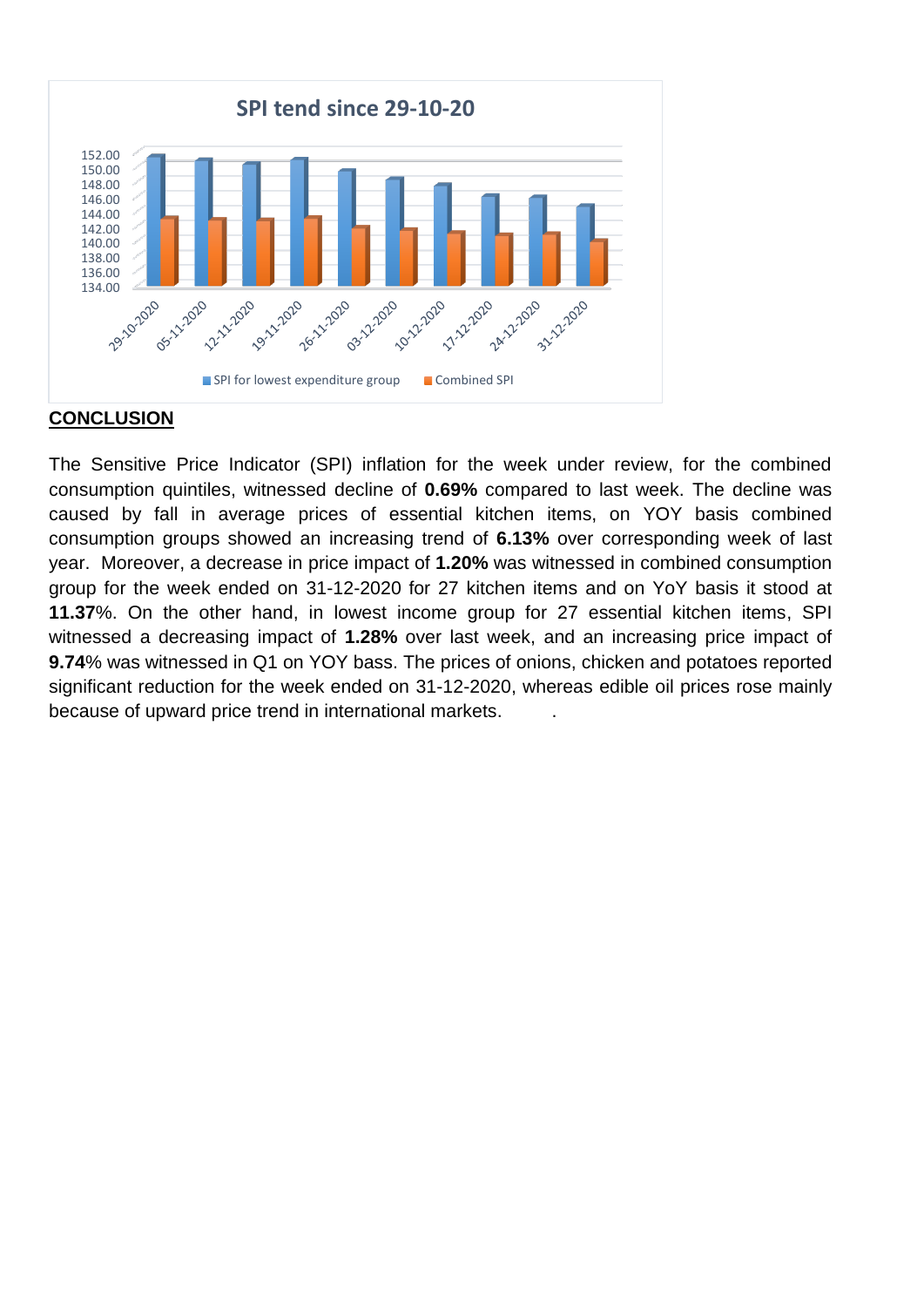SPI tend since 29-10-20

152.00
150.00
148.00
146.00
144.00
142.00
140.00
138.00
136.00
134.00

29-10-2020
05-11-2020
12-11-2020
19-11-2020
26-11-2020
03-12-2020
10-12-2020
17-12-2020
24-12-2020
31-12-2020

SPI for lowest expenditure group
Combined SPI

## CONCLUSION

The Sensitive Price Indicator (SPI) inflation for the week under review, for the combined consumption quintiles, witnessed decline of **0.69%** compared to last week. The decline was caused by fall in average prices of essential kitchen items, on YOY basis combined consumption groups showed an increasing trend of **6.13%** over corresponding week of last year. Moreover, a decrease in price impact of **1.20%** was witnessed in combined consumption group for the week ended on 31-12-2020 for 27 kitchen items and on YoY basis it stood at **11.37**%. On the other hand, in lowest income group for 27 essential kitchen items, SPI witnessed a decreasing impact of **1.28%** over last week, and an increasing price impact of **9.74**% was witnessed in Q1 on YOY bass. The prices of onions, chicken and potatoes reported significant reduction for the week ended on 31-12-2020, whereas edible oil prices rose mainly because of upward price trend in international markets.